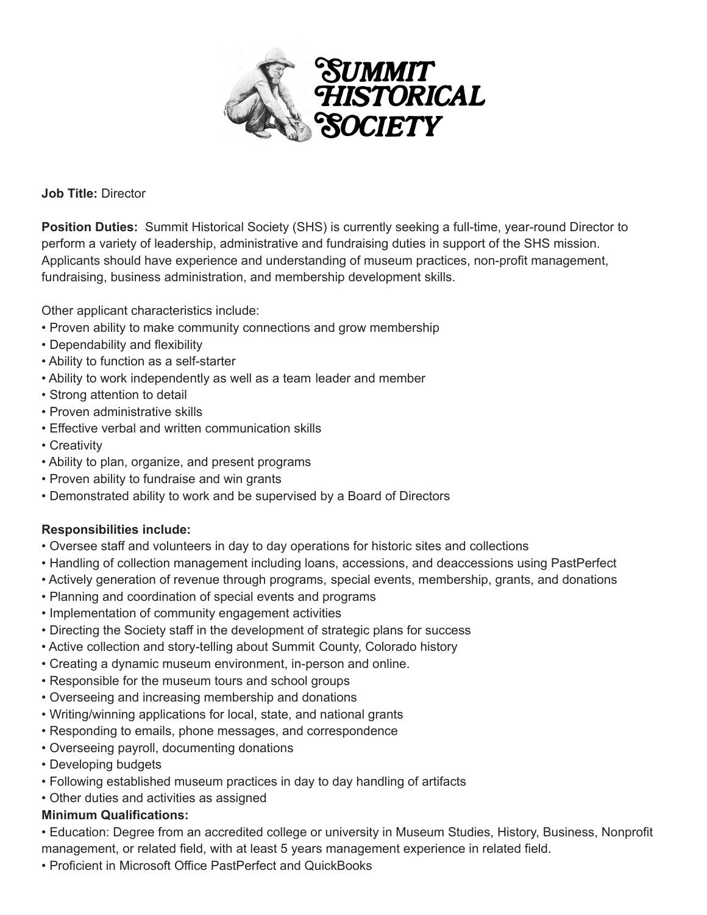# Summit Historical Society

**Job Title:** Director

**Position Duties:** Summit Historical Society (SHS) is currently seeking a full-time, year-round Director to perform a variety of leadership, administrative and fundraising duties in support of the SHS mission. Applicants should have experience and understanding of museum practices, non-profit management, fundraising, business administration, and membership development skills.

Other applicant characteristics include:

- Proven ability to make community connections and grow membership
- Dependability and flexibility
- Ability to function as a self-starter
- Ability to work independently as well as a team leader and member
- Strong attention to detail
- Proven administrative skills
- Effective verbal and written communication skills
- Creativity
- Ability to plan, organize, and present programs
- Proven ability to fundraise and win grants
- Demonstrated ability to work and be supervised by a Board of Directors

**Responsibilities include:**

- Oversee staff and volunteers in day to day operations for historic sites and collections
- Handling of collection management including loans, accessions, and deaccessions using PastPerfect
- Actively generation of revenue through programs, special events, membership, grants, and donations
- Planning and coordination of special events and programs
- Implementation of community engagement activities
- Directing the Society staff in the development of strategic plans for success
- Active collection and story-telling about Summit County, Colorado history
- Creating a dynamic museum environment, in-person and online.
- Responsible for the museum tours and school groups
- Overseeing and increasing membership and donations
- Writing/winning applications for local, state, and national grants
- Responding to emails, phone messages, and correspondence
- Overseeing payroll, documenting donations
- Developing budgets
- Following established museum practices in day to day handling of artifacts
- Other duties and activities as assigned

**Minimum Qualifications:**

- Education: Degree from an accredited college or university in Museum Studies, History, Business, Nonprofit management, or related field, with at least 5 years management experience in related field.
- Proficient in Microsoft Office PastPerfect and QuickBooks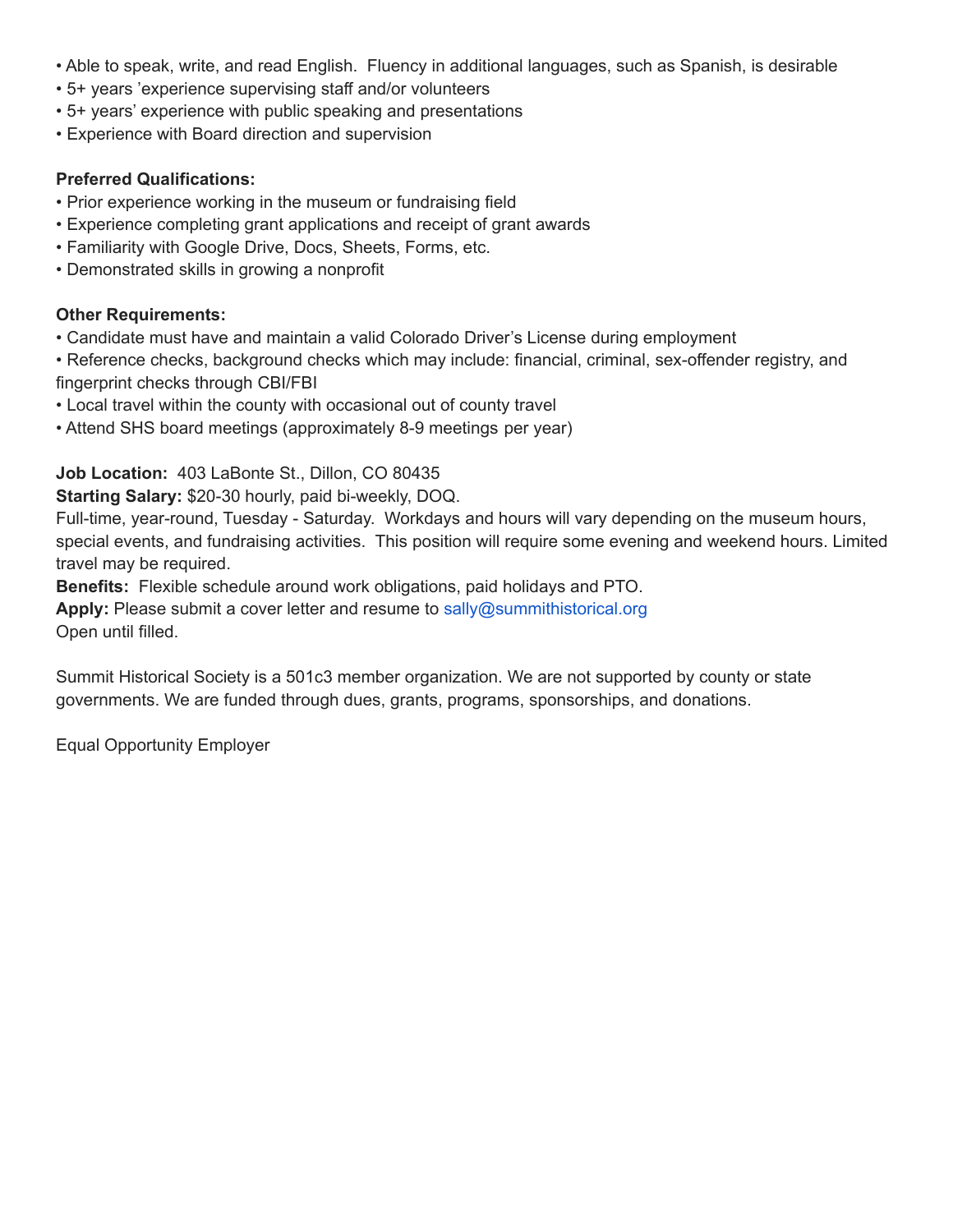- Able to speak, write, and read English. Fluency in additional languages, such as Spanish, is desirable
- 5+ years 'experience supervising staff and/or volunteers
- 5+ years' experience with public speaking and presentations
- Experience with Board direction and supervision

**Preferred Qualifications:**

- Prior experience working in the museum or fundraising field
- Experience completing grant applications and receipt of grant awards
- Familiarity with Google Drive, Docs, Sheets, Forms, etc.
- Demonstrated skills in growing a nonprofit

**Other Requirements:**

- Candidate must have and maintain a valid Colorado Driver's License during employment
- Reference checks, background checks which may include: financial, criminal, sex-offender registry, and fingerprint checks through CBI/FBI
- Local travel within the county with occasional out of county travel
- Attend SHS board meetings (approximately 8-9 meetings per year)

**Job Location:** 403 LaBonte St., Dillon, CO 80435
**Starting Salary:** $20-30 hourly, paid bi-weekly, DOQ.
Full-time, year-round, Tuesday - Saturday. Workdays and hours will vary depending on the museum hours, special events, and fundraising activities. This position will require some evening and weekend hours. Limited travel may be required.
**Benefits:** Flexible schedule around work obligations, paid holidays and PTO.
**Apply:** Please submit a cover letter and resume to sally@summithistorical.org
Open until filled.

Summit Historical Society is a 501c3 member organization. We are not supported by county or state governments. We are funded through dues, grants, programs, sponsorships, and donations.

Equal Opportunity Employer